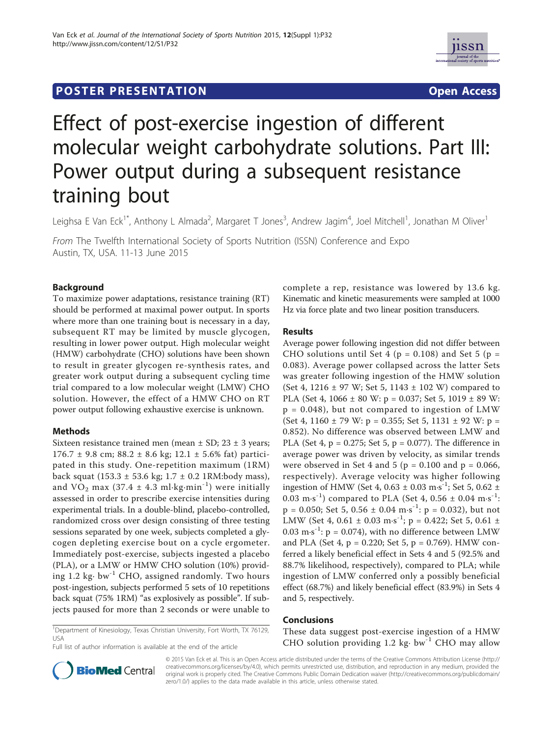POSTER PRESENTATION **Open Access**

# Effect of post-exercise ingestion of different molecular weight carbohydrate solutions. Part III: Power output during a subsequent resistance training bout

Leighsa E Van Eck[1*], Anthony L Almada[2], Margaret T Jones[3], Andrew Jagim[4], Joel Mitchell[1], Jonathan M Oliver[1]

*From* The Twelfth International Society of Sports Nutrition (ISSN) Conference and Expo
Austin, TX, USA. 11-13 June 2015

## Background

To maximize power adaptations, resistance training (RT) should be performed at maximal power output. In sports where more than one training bout is necessary in a day, subsequent RT may be limited by muscle glycogen, resulting in lower power output. High molecular weight (HMW) carbohydrate (CHO) solutions have been shown to result in greater glycogen re-synthesis rates, and greater work output during a subsequent cycling time trial compared to a low molecular weight (LMW) CHO solution. However, the effect of a HMW CHO on RT power output following exhaustive exercise is unknown.

## Methods

Sixteen resistance trained men (mean ± SD; 23 ± 3 years; 176.7 ± 9.8 cm; 88.2 ± 8.6 kg; 12.1 ± 5.6% fat) participated in this study. One-repetition maximum (1RM) back squat (153.3 ± 53.6 kg; 1.7 ± 0.2 1RM:body mass), and $VO_2$ max (37.4 ± 4.3 $ml{\cdot}kg{\cdot}min^{-1}$) were initially assessed in order to prescribe exercise intensities during experimental trials. In a double-blind, placebo-controlled, randomized cross over design consisting of three testing sessions separated by one week, subjects completed a glycogen depleting exercise bout on a cycle ergometer. Immediately post-exercise, subjects ingested a placebo (PLA), or a LMW or HMW CHO solution (10%) providing 1.2 $kg{\cdot}bw^{-1}$ CHO, assigned randomly. Two hours post-ingestion, subjects performed 5 sets of 10 repetitions back squat (75% 1RM) "as explosively as possible". If subjects paused for more than 2 seconds or were unable to complete a rep, resistance was lowered by 13.6 kg. Kinematic and kinetic measurements were sampled at 1000 Hz via force plate and two linear position transducers.

## Results

Average power following ingestion did not differ between CHO solutions until Set 4 ($p$ = 0.108) and Set 5 ($p$ = 0.083). Average power collapsed across the latter Sets was greater following ingestion of the HMW solution (Set 4, 1216 ± 97 W; Set 5, 1143 ± 102 W) compared to PLA (Set 4, 1066 ± 80 W: $p$ = 0.037; Set 5, 1019 ± 89 W: $p$ = 0.048), but not compared to ingestion of LMW (Set 4, 1160 ± 79 W: $p$ = 0.355; Set 5, 1131 ± 92 W: $p$ = 0.852). No difference was observed between LMW and PLA (Set 4, $p$ = 0.275; Set 5, $p$ = 0.077). The difference in average power was driven by velocity, as similar trends were observed in Set 4 and 5 ($p$ = 0.100 and $p$ = 0.066, respectively). Average velocity was higher following ingestion of HMW (Set 4, 0.63 ± 0.03 $m{\cdot}s^{-1}$; Set 5, 0.62 ± 0.03 $m{\cdot}s^{-1}$) compared to PLA (Set 4, 0.56 ± 0.04 $m{\cdot}s^{-1}$: $p$ = 0.050; Set 5, 0.56 ± 0.04 $m{\cdot}s^{-1}$: $p$ = 0.032), but not LMW (Set 4, 0.61 ± 0.03 $m{\cdot}s^{-1}$; $p$ = 0.422; Set 5, 0.61 ± 0.03 $m{\cdot}s^{-1}$: $p$ = 0.074), with no difference between LMW and PLA (Set 4, $p$ = 0.220; Set 5, $p$ = 0.769). HMW conferred a likely beneficial effect in Sets 4 and 5 (92.5% and 88.7% likelihood, respectively), compared to PLA; while ingestion of LMW conferred only a possibly beneficial effect (68.7%) and likely beneficial effect (83.9%) in Sets 4 and 5, respectively.

## Conclusions

These data suggest post-exercise ingestion of a HMW CHO solution providing 1.2 $kg{\cdot}bw^{-1}$ CHO may allow

[1]Department of Kinesiology, Texas Christian University, Fort Worth, TX 76129, USA
Full list of author information is available at the end of the article

© 2015 Van Eck et al. This is an Open Access article distributed under the terms of the Creative Commons Attribution License (http://creativecommons.org/licenses/by/4.0), which permits unrestricted use, distribution, and reproduction in any medium, provided the original work is properly cited. The Creative Commons Public Domain Dedication waiver (http://creativecommons.org/publicdomain/zero/1.0/) applies to the data made available in this article, unless otherwise stated.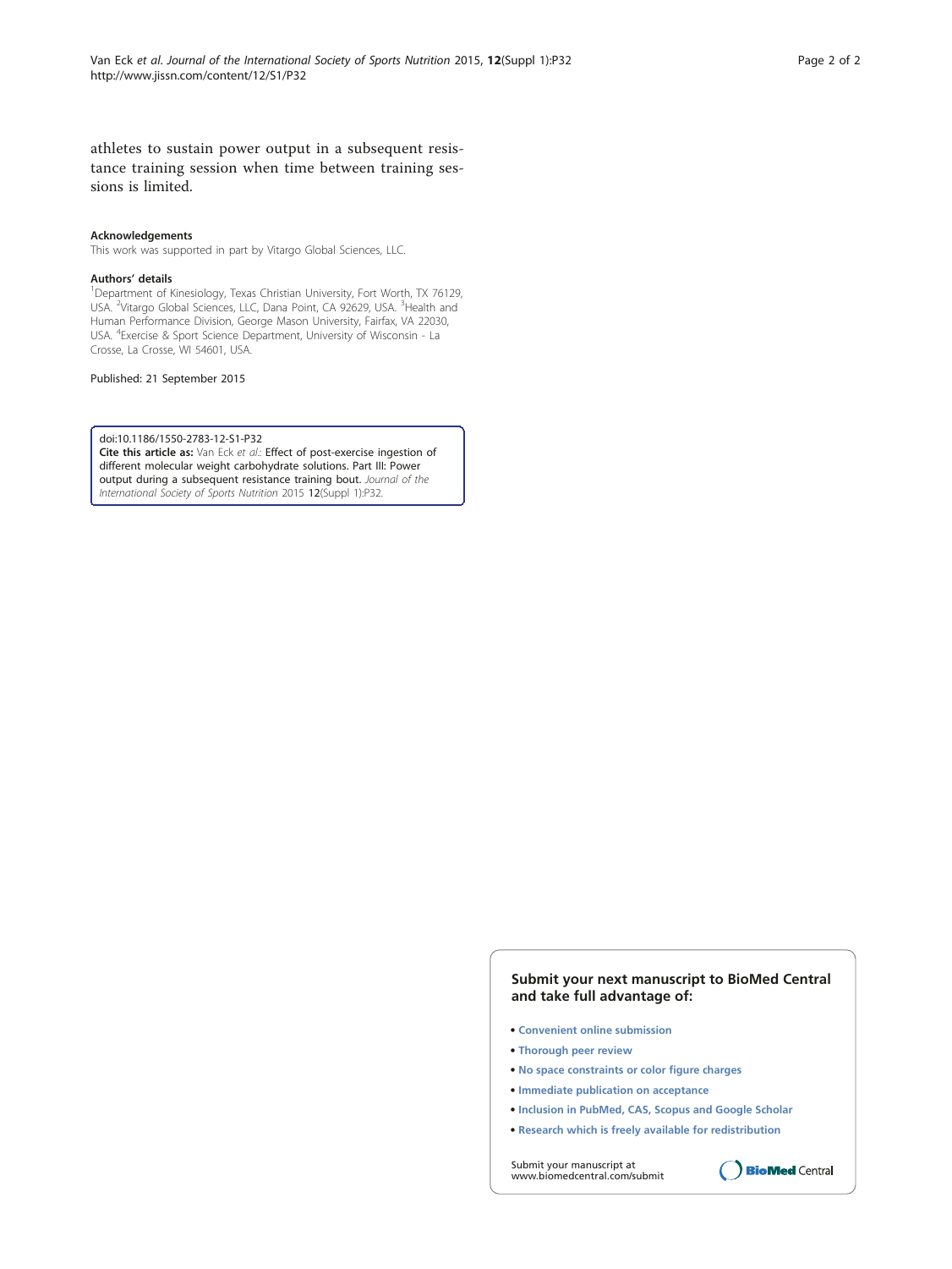athletes to sustain power output in a subsequent resistance training session when time between training sessions is limited.

#### Acknowledgements

This work was supported in part by Vitargo Global Sciences, LLC.

#### Authors' details

[1]Department of Kinesiology, Texas Christian University, Fort Worth, TX 76129, USA. [2]Vitargo Global Sciences, LLC, Dana Point, CA 92629, USA. [3]Health and Human Performance Division, George Mason University, Fairfax, VA 22030, USA. [4]Exercise & Sport Science Department, University of Wisconsin - La Crosse, La Crosse, WI 54601, USA.

Published: 21 September 2015

doi:10.1186/1550-2783-12-S1-P32

**Cite this article as:** Van Eck *et al.*: Effect of post-exercise ingestion of different molecular weight carbohydrate solutions. Part III: Power output during a subsequent resistance training bout. *Journal of the International Society of Sports Nutrition* 2015 **12**(Suppl 1):P32.

**Submit your next manuscript to BioMed Central and take full advantage of:**

- Convenient online submission
- Thorough peer review
- No space constraints or color figure charges
- Immediate publication on acceptance
- Inclusion in PubMed, CAS, Scopus and Google Scholar
- Research which is freely available for redistribution

Submit your manuscript at www.biomedcentral.com/submit

BioMed Central